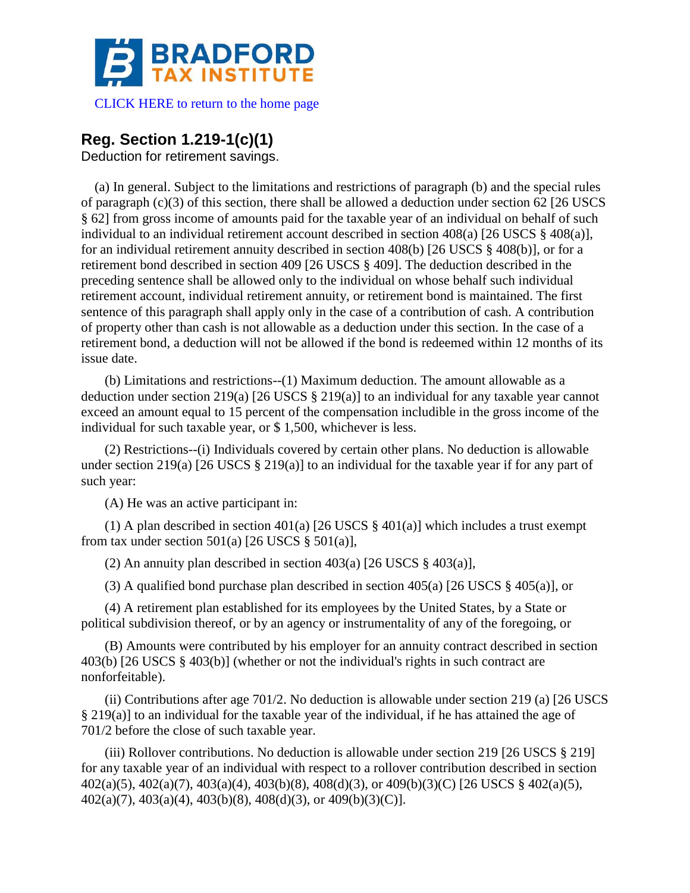CLICK HERE to return to the home page

## Reg. Section 1.219-1(c)(1)

Deduction for retirement savings.

(a) In general. Subject to the limitations and restrictions of paragraph (b) and the special rules of paragraph (c)(3) of this section, there shall be allowed a deduction under section 62 [26 USCS § 62] from gross income of amounts paid for the taxable year of an individual on behalf of such individual to an individual retirement account described in section 408(a) [26 USCS § 408(a)], for an individual retirement annuity described in section 408(b) [26 USCS § 408(b)], or for a retirement bond described in section 409 [26 USCS § 409]. The deduction described in the preceding sentence shall be allowed only to the individual on whose behalf such individual retirement account, individual retirement annuity, or retirement bond is maintained. The first sentence of this paragraph shall apply only in the case of a contribution of cash. A contribution of property other than cash is not allowable as a deduction under this section. In the case of a retirement bond, a deduction will not be allowed if the bond is redeemed within 12 months of its issue date.

(b) Limitations and restrictions--(1) Maximum deduction. The amount allowable as a deduction under section 219(a) [26 USCS § 219(a)] to an individual for any taxable year cannot exceed an amount equal to 15 percent of the compensation includible in the gross income of the individual for such taxable year, or $ 1,500, whichever is less.

(2) Restrictions--(i) Individuals covered by certain other plans. No deduction is allowable under section 219(a) [26 USCS § 219(a)] to an individual for the taxable year if for any part of such year:

(A) He was an active participant in:

(1) A plan described in section 401(a) [26 USCS § 401(a)] which includes a trust exempt from tax under section 501(a) [26 USCS § 501(a)],

(2) An annuity plan described in section 403(a) [26 USCS § 403(a)],

(3) A qualified bond purchase plan described in section 405(a) [26 USCS § 405(a)], or

(4) A retirement plan established for its employees by the United States, by a State or political subdivision thereof, or by an agency or instrumentality of any of the foregoing, or

(B) Amounts were contributed by his employer for an annuity contract described in section 403(b) [26 USCS § 403(b)] (whether or not the individual's rights in such contract are nonforfeitable).

(ii) Contributions after age 701/2. No deduction is allowable under section 219 (a) [26 USCS § 219(a)] to an individual for the taxable year of the individual, if he has attained the age of 701/2 before the close of such taxable year.

(iii) Rollover contributions. No deduction is allowable under section 219 [26 USCS § 219] for any taxable year of an individual with respect to a rollover contribution described in section 402(a)(5), 402(a)(7), 403(a)(4), 403(b)(8), 408(d)(3), or 409(b)(3)(C) [26 USCS § 402(a)(5), 402(a)(7), 403(a)(4), 403(b)(8), 408(d)(3), or 409(b)(3)(C)].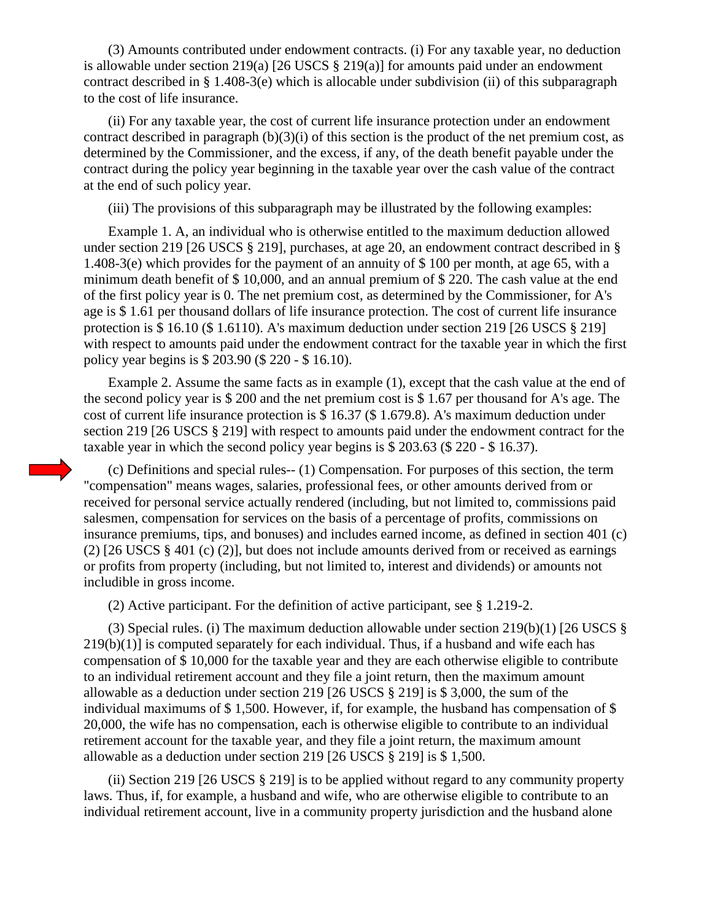(3) Amounts contributed under endowment contracts. (i) For any taxable year, no deduction is allowable under section 219(a) [26 USCS § 219(a)] for amounts paid under an endowment contract described in § 1.408-3(e) which is allocable under subdivision (ii) of this subparagraph to the cost of life insurance.

(ii) For any taxable year, the cost of current life insurance protection under an endowment contract described in paragraph (b)(3)(i) of this section is the product of the net premium cost, as determined by the Commissioner, and the excess, if any, of the death benefit payable under the contract during the policy year beginning in the taxable year over the cash value of the contract at the end of such policy year.

(iii) The provisions of this subparagraph may be illustrated by the following examples:

Example 1. A, an individual who is otherwise entitled to the maximum deduction allowed under section 219 [26 USCS § 219], purchases, at age 20, an endowment contract described in § 1.408-3(e) which provides for the payment of an annuity of $ 100 per month, at age 65, with a minimum death benefit of $ 10,000, and an annual premium of $ 220. The cash value at the end of the first policy year is 0. The net premium cost, as determined by the Commissioner, for A's age is $ 1.61 per thousand dollars of life insurance protection. The cost of current life insurance protection is $ 16.10 ($ 1.6110). A's maximum deduction under section 219 [26 USCS § 219] with respect to amounts paid under the endowment contract for the taxable year in which the first policy year begins is $ 203.90 ($ 220 - $ 16.10).

Example 2. Assume the same facts as in example (1), except that the cash value at the end of the second policy year is $ 200 and the net premium cost is $ 1.67 per thousand for A's age. The cost of current life insurance protection is $ 16.37 ($ 1.679.8). A's maximum deduction under section 219 [26 USCS § 219] with respect to amounts paid under the endowment contract for the taxable year in which the second policy year begins is $ 203.63 ($ 220 - $ 16.37).

(c) Definitions and special rules-- (1) Compensation. For purposes of this section, the term "compensation" means wages, salaries, professional fees, or other amounts derived from or received for personal service actually rendered (including, but not limited to, commissions paid salesmen, compensation for services on the basis of a percentage of profits, commissions on insurance premiums, tips, and bonuses) and includes earned income, as defined in section 401 (c)(2) [26 USCS § 401 (c) (2)], but does not include amounts derived from or received as earnings or profits from property (including, but not limited to, interest and dividends) or amounts not includible in gross income.

(2) Active participant. For the definition of active participant, see § 1.219-2.

(3) Special rules. (i) The maximum deduction allowable under section 219(b)(1) [26 USCS § 219(b)(1)] is computed separately for each individual. Thus, if a husband and wife each has compensation of $ 10,000 for the taxable year and they are each otherwise eligible to contribute to an individual retirement account and they file a joint return, then the maximum amount allowable as a deduction under section 219 [26 USCS § 219] is $ 3,000, the sum of the individual maximums of $ 1,500. However, if, for example, the husband has compensation of $ 20,000, the wife has no compensation, each is otherwise eligible to contribute to an individual retirement account for the taxable year, and they file a joint return, the maximum amount allowable as a deduction under section 219 [26 USCS § 219] is $ 1,500.

(ii) Section 219 [26 USCS § 219] is to be applied without regard to any community property laws. Thus, if, for example, a husband and wife, who are otherwise eligible to contribute to an individual retirement account, live in a community property jurisdiction and the husband alone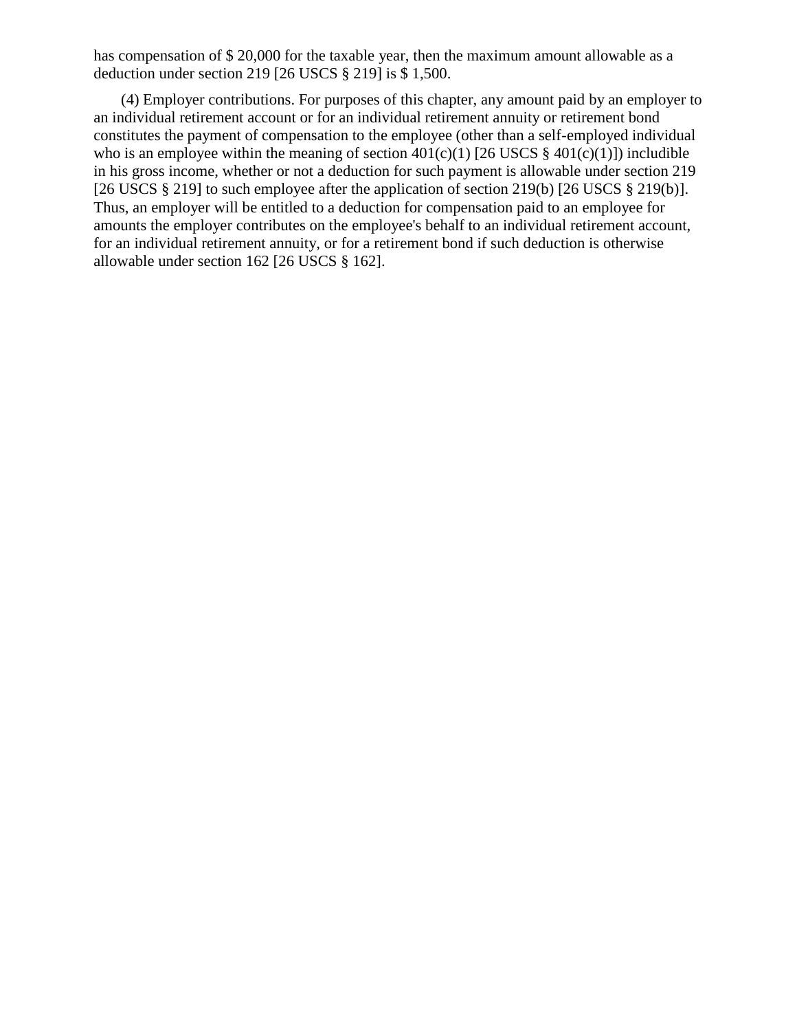has compensation of $ 20,000 for the taxable year, then the maximum amount allowable as a deduction under section 219 [26 USCS § 219] is $ 1,500.

(4) Employer contributions. For purposes of this chapter, any amount paid by an employer to an individual retirement account or for an individual retirement annuity or retirement bond constitutes the payment of compensation to the employee (other than a self-employed individual who is an employee within the meaning of section 401(c)(1) [26 USCS § 401(c)(1)]) includible in his gross income, whether or not a deduction for such payment is allowable under section 219 [26 USCS § 219] to such employee after the application of section 219(b) [26 USCS § 219(b)]. Thus, an employer will be entitled to a deduction for compensation paid to an employee for amounts the employer contributes on the employee's behalf to an individual retirement account, for an individual retirement annuity, or for a retirement bond if such deduction is otherwise allowable under section 162 [26 USCS § 162].